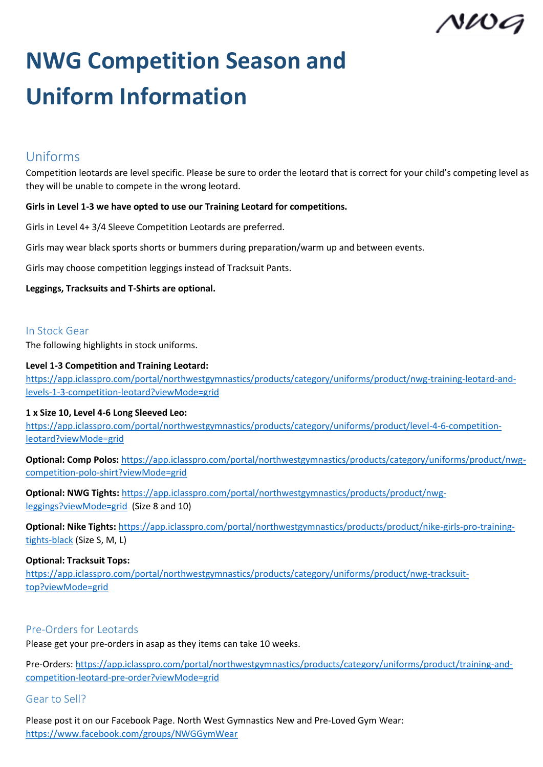# NWG Competition Season and Uniform Information

## Uniforms

Competition leotards are level specific. Please be sure to order the leotard that is correct for your child's competing level as they will be unable to compete in the wrong leotard.

**Girls in Level 1-3 we have opted to use our Training Leotard for competitions.**

Girls in Level 4+ 3/4 Sleeve Competition Leotards are preferred.

Girls may wear black sports shorts or bummers during preparation/warm up and between events.

Girls may choose competition leggings instead of Tracksuit Pants.

**Leggings, Tracksuits and T-Shirts are optional.**

### In Stock Gear

The following highlights in stock uniforms.

**Level 1-3 Competition and Training Leotard:**
https://app.iclasspro.com/portal/northwestgymnastics/products/category/uniforms/product/nwg-training-leotard-and-levels-1-3-competition-leotard?viewMode=grid

**1 x Size 10, Level 4-6 Long Sleeved Leo:**
https://app.iclasspro.com/portal/northwestgymnastics/products/category/uniforms/product/level-4-6-competition-leotard?viewMode=grid

**Optional: Comp Polos:** https://app.iclasspro.com/portal/northwestgymnastics/products/category/uniforms/product/nwg-competition-polo-shirt?viewMode=grid

**Optional: NWG Tights:** https://app.iclasspro.com/portal/northwestgymnastics/products/product/nwg-leggings?viewMode=grid (Size 8 and 10)

**Optional: Nike Tights:** https://app.iclasspro.com/portal/northwestgymnastics/products/product/nike-girls-pro-training-tights-black (Size S, M, L)

**Optional: Tracksuit Tops:**
https://app.iclasspro.com/portal/northwestgymnastics/products/category/uniforms/product/nwg-tracksuit-top?viewMode=grid

### Pre-Orders for Leotards

Please get your pre-orders in asap as they items can take 10 weeks.

Pre-Orders: https://app.iclasspro.com/portal/northwestgymnastics/products/category/uniforms/product/training-and-competition-leotard-pre-order?viewMode=grid

### Gear to Sell?

Please post it on our Facebook Page. North West Gymnastics New and Pre-Loved Gym Wear:
https://www.facebook.com/groups/NWGGymWear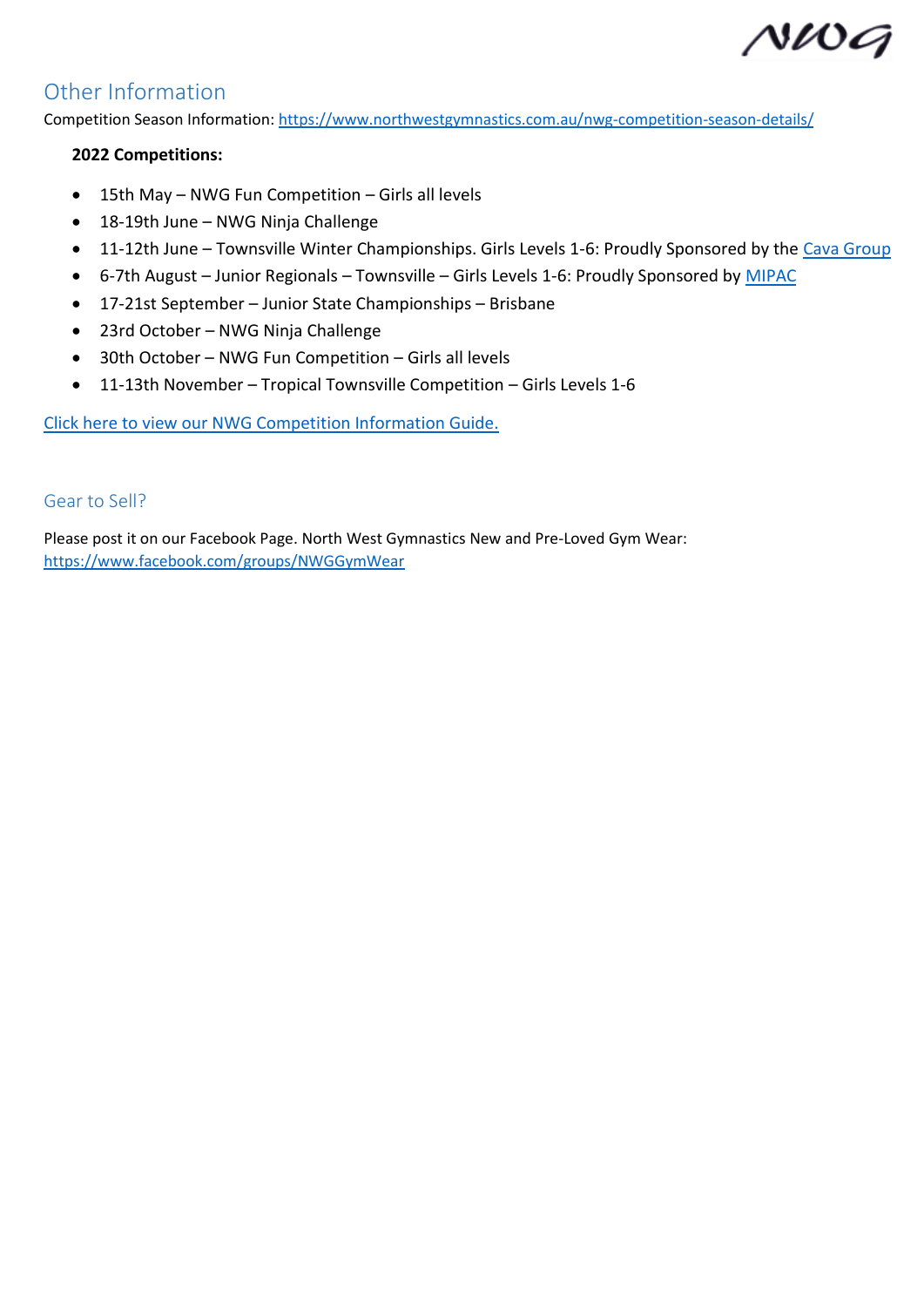## Other Information

Competition Season Information: https://www.northwestgymnastics.com.au/nwg-competition-season-details/

**2022 Competitions:**

- 15th May – NWG Fun Competition – Girls all levels
- 18-19th June – NWG Ninja Challenge
- 11-12th June – Townsville Winter Championships. Girls Levels 1-6: Proudly Sponsored by the Cava Group
- 6-7th August – Junior Regionals – Townsville – Girls Levels 1-6: Proudly Sponsored by MIPAC
- 17-21st September – Junior State Championships – Brisbane
- 23rd October – NWG Ninja Challenge
- 30th October – NWG Fun Competition – Girls all levels
- 11-13th November – Tropical Townsville Competition – Girls Levels 1-6

Click here to view our NWG Competition Information Guide.

## Gear to Sell?

Please post it on our Facebook Page. North West Gymnastics New and Pre-Loved Gym Wear: https://www.facebook.com/groups/NWGGymWear